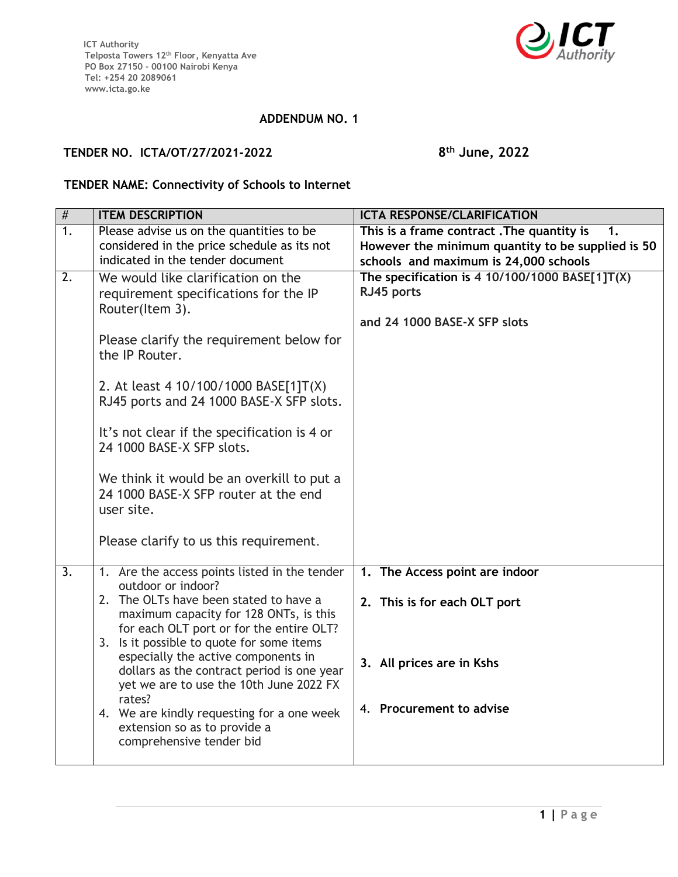ICT Authority
Telposta Towers 12th Floor, Kenyatta Ave
PO Box 27150 - 00100 Nairobi Kenya
Tel: +254 20 2089061
www.icta.go.ke

## ADDENDUM NO. 1

**TENDER NO. ICTA/OT/27/2021-2022** **8th June, 2022**

**TENDER NAME: Connectivity of Schools to Internet**

| # | ITEM DESCRIPTION | ICTA RESPONSE/CLARIFICATION |
|---|---|---|
| 1. | Please advise us on the quantities to be considered in the price schedule as its not indicated in the tender document | **This is a frame contract .The quantity is 1. However the minimum quantity to be supplied is 50 schools and maximum is 24,000 schools** |
| 2. | We would like clarification on the requirement specifications for the IP Router(Item 3).<br><br>Please clarify the requirement below for the IP Router.<br><br>2. At least 4 10/100/1000 BASE[1]T(X) RJ45 ports and 24 1000 BASE-X SFP slots.<br><br>It's not clear if the specification is 4 or 24 1000 BASE-X SFP slots.<br><br>We think it would be an overkill to put a 24 1000 BASE-X SFP router at the end user site.<br><br>Please clarify to us this requirement. | **The specification is 4 10/100/1000 BASE[1]T(X) RJ45 ports**<br><br>**and 24 1000 BASE-X SFP slots** |
| 3. | 1. Are the access points listed in the tender outdoor or indoor?<br>2. The OLTs have been stated to have a maximum capacity for 128 ONTs, is this for each OLT port or for the entire OLT?<br>3. Is it possible to quote for some items especially the active components in dollars as the contract period is one year yet we are to use the 10th June 2022 FX rates?<br>4. We are kindly requesting for a one week extension so as to provide a comprehensive tender bid | **1. The Access point are indoor**<br><br>**2. This is for each OLT port**<br><br>**3. All prices are in Kshs**<br><br>**4. Procurement to advise** |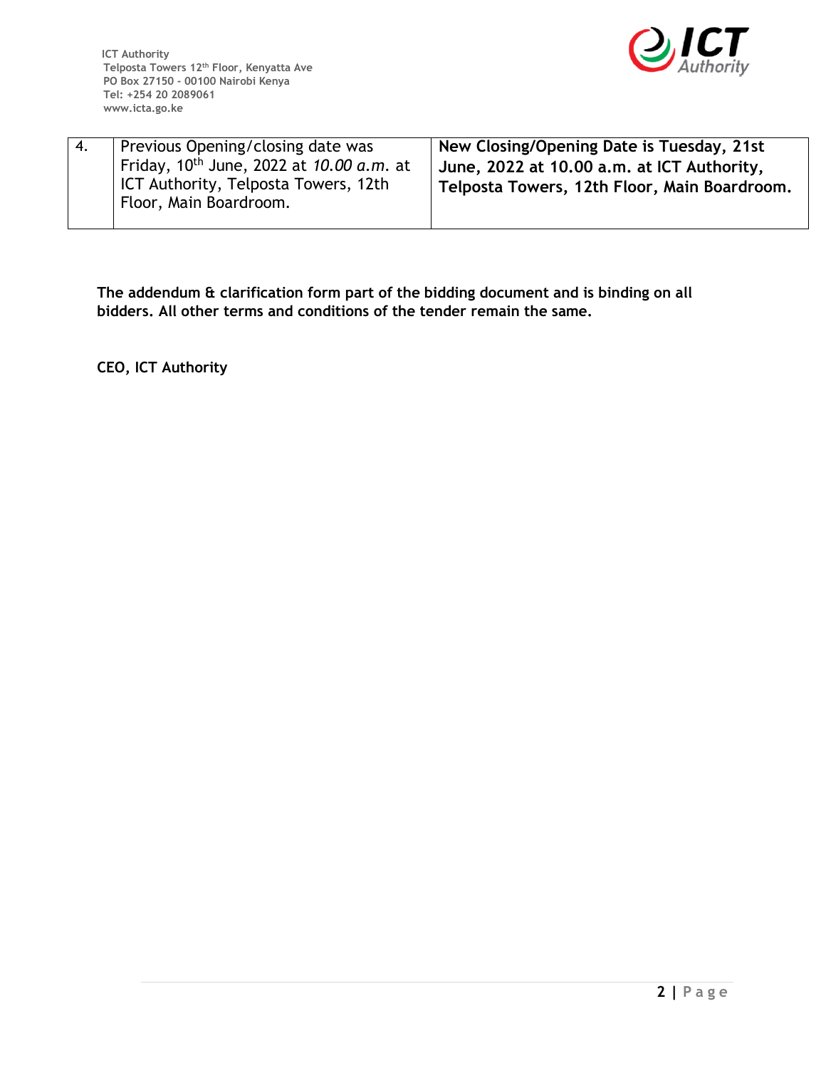| | | |
|---|---|---|
| 4. | Previous Opening/closing date was Friday, 10th June, 2022 at *10.00 a.m.* at ICT Authority, Telposta Towers, 12th Floor, Main Boardroom. | **New Closing/Opening Date is Tuesday, 21st June, 2022 at 10.00 a.m. at ICT Authority, Telposta Towers, 12th Floor, Main Boardroom.** |

**The addendum & clarification form part of the bidding document and is binding on all bidders. All other terms and conditions of the tender remain the same.**

**CEO, ICT Authority**